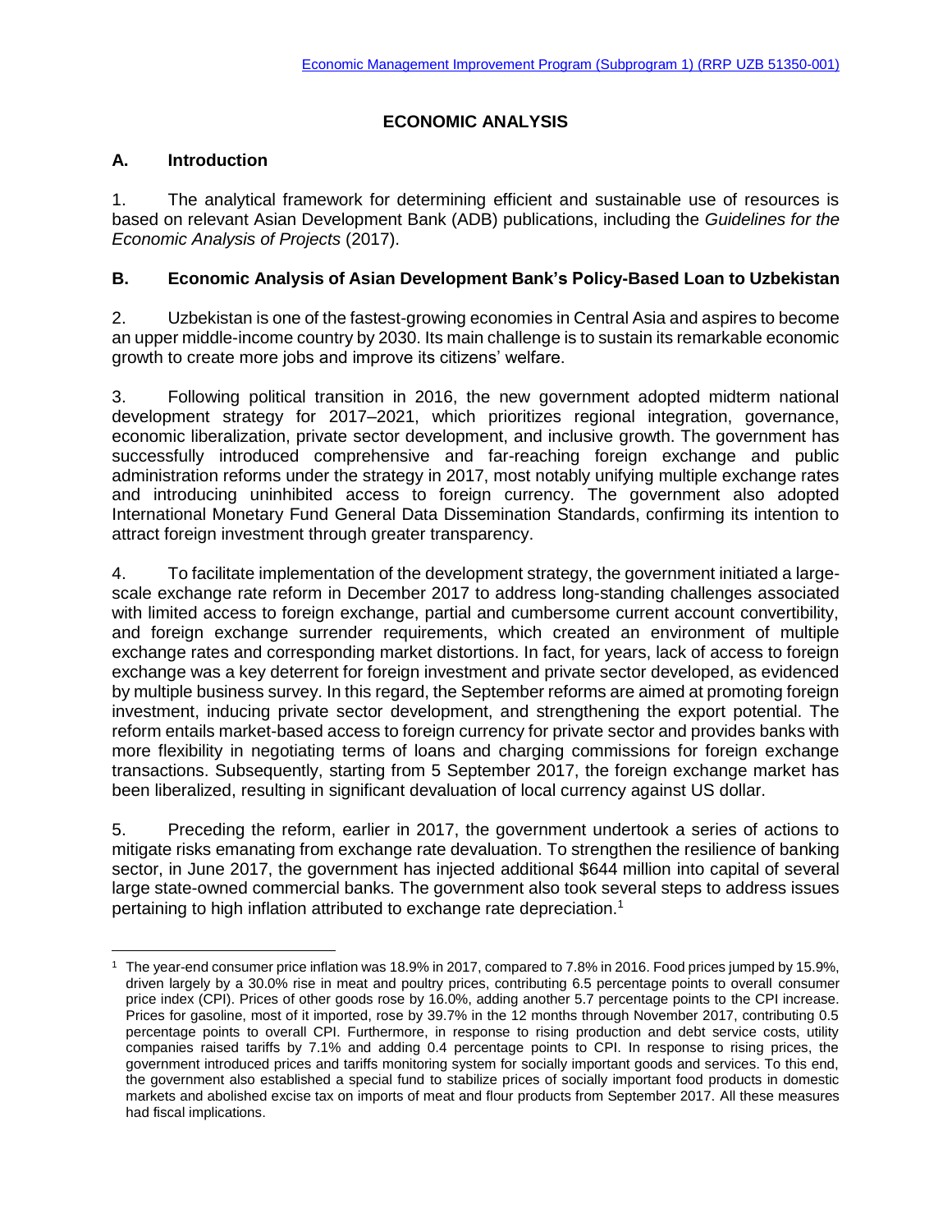# ECONOMIC ANALYSIS

## A. Introduction

1. The analytical framework for determining efficient and sustainable use of resources is based on relevant Asian Development Bank (ADB) publications, including the *Guidelines for the Economic Analysis of Projects* (2017).

## B. Economic Analysis of Asian Development Bank's Policy-Based Loan to Uzbekistan

2. Uzbekistan is one of the fastest-growing economies in Central Asia and aspires to become an upper middle-income country by 2030. Its main challenge is to sustain its remarkable economic growth to create more jobs and improve its citizens' welfare.

3. Following political transition in 2016, the new government adopted midterm national development strategy for 2017–2021, which prioritizes regional integration, governance, economic liberalization, private sector development, and inclusive growth. The government has successfully introduced comprehensive and far-reaching foreign exchange and public administration reforms under the strategy in 2017, most notably unifying multiple exchange rates and introducing uninhibited access to foreign currency. The government also adopted International Monetary Fund General Data Dissemination Standards, confirming its intention to attract foreign investment through greater transparency.

4. To facilitate implementation of the development strategy, the government initiated a large-scale exchange rate reform in December 2017 to address long-standing challenges associated with limited access to foreign exchange, partial and cumbersome current account convertibility, and foreign exchange surrender requirements, which created an environment of multiple exchange rates and corresponding market distortions. In fact, for years, lack of access to foreign exchange was a key deterrent for foreign investment and private sector developed, as evidenced by multiple business survey. In this regard, the September reforms are aimed at promoting foreign investment, inducing private sector development, and strengthening the export potential. The reform entails market-based access to foreign currency for private sector and provides banks with more flexibility in negotiating terms of loans and charging commissions for foreign exchange transactions. Subsequently, starting from 5 September 2017, the foreign exchange market has been liberalized, resulting in significant devaluation of local currency against US dollar.

5. Preceding the reform, earlier in 2017, the government undertook a series of actions to mitigate risks emanating from exchange rate devaluation. To strengthen the resilience of banking sector, in June 2017, the government has injected additional $644 million into capital of several large state-owned commercial banks. The government also took several steps to address issues pertaining to high inflation attributed to exchange rate depreciation.[1]

[1] The year-end consumer price inflation was 18.9% in 2017, compared to 7.8% in 2016. Food prices jumped by 15.9%, driven largely by a 30.0% rise in meat and poultry prices, contributing 6.5 percentage points to overall consumer price index (CPI). Prices of other goods rose by 16.0%, adding another 5.7 percentage points to the CPI increase. Prices for gasoline, most of it imported, rose by 39.7% in the 12 months through November 2017, contributing 0.5 percentage points to overall CPI. Furthermore, in response to rising production and debt service costs, utility companies raised tariffs by 7.1% and adding 0.4 percentage points to CPI. In response to rising prices, the government introduced prices and tariffs monitoring system for socially important goods and services. To this end, the government also established a special fund to stabilize prices of socially important food products in domestic markets and abolished excise tax on imports of meat and flour products from September 2017. All these measures had fiscal implications.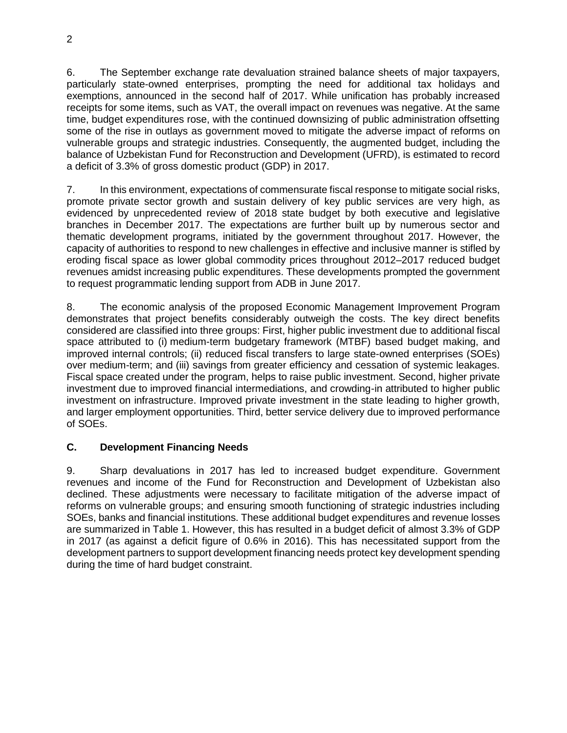6. The September exchange rate devaluation strained balance sheets of major taxpayers, particularly state-owned enterprises, prompting the need for additional tax holidays and exemptions, announced in the second half of 2017. While unification has probably increased receipts for some items, such as VAT, the overall impact on revenues was negative. At the same time, budget expenditures rose, with the continued downsizing of public administration offsetting some of the rise in outlays as government moved to mitigate the adverse impact of reforms on vulnerable groups and strategic industries. Consequently, the augmented budget, including the balance of Uzbekistan Fund for Reconstruction and Development (UFRD), is estimated to record a deficit of 3.3% of gross domestic product (GDP) in 2017.

7. In this environment, expectations of commensurate fiscal response to mitigate social risks, promote private sector growth and sustain delivery of key public services are very high, as evidenced by unprecedented review of 2018 state budget by both executive and legislative branches in December 2017. The expectations are further built up by numerous sector and thematic development programs, initiated by the government throughout 2017. However, the capacity of authorities to respond to new challenges in effective and inclusive manner is stifled by eroding fiscal space as lower global commodity prices throughout 2012–2017 reduced budget revenues amidst increasing public expenditures. These developments prompted the government to request programmatic lending support from ADB in June 2017.

8. The economic analysis of the proposed Economic Management Improvement Program demonstrates that project benefits considerably outweigh the costs. The key direct benefits considered are classified into three groups: First, higher public investment due to additional fiscal space attributed to (i) medium-term budgetary framework (MTBF) based budget making, and improved internal controls; (ii) reduced fiscal transfers to large state-owned enterprises (SOEs) over medium-term; and (iii) savings from greater efficiency and cessation of systemic leakages. Fiscal space created under the program, helps to raise public investment. Second, higher private investment due to improved financial intermediations, and crowding-in attributed to higher public investment on infrastructure. Improved private investment in the state leading to higher growth, and larger employment opportunities. Third, better service delivery due to improved performance of SOEs.

## C. Development Financing Needs

9. Sharp devaluations in 2017 has led to increased budget expenditure. Government revenues and income of the Fund for Reconstruction and Development of Uzbekistan also declined. These adjustments were necessary to facilitate mitigation of the adverse impact of reforms on vulnerable groups; and ensuring smooth functioning of strategic industries including SOEs, banks and financial institutions. These additional budget expenditures and revenue losses are summarized in Table 1. However, this has resulted in a budget deficit of almost 3.3% of GDP in 2017 (as against a deficit figure of 0.6% in 2016). This has necessitated support from the development partners to support development financing needs protect key development spending during the time of hard budget constraint.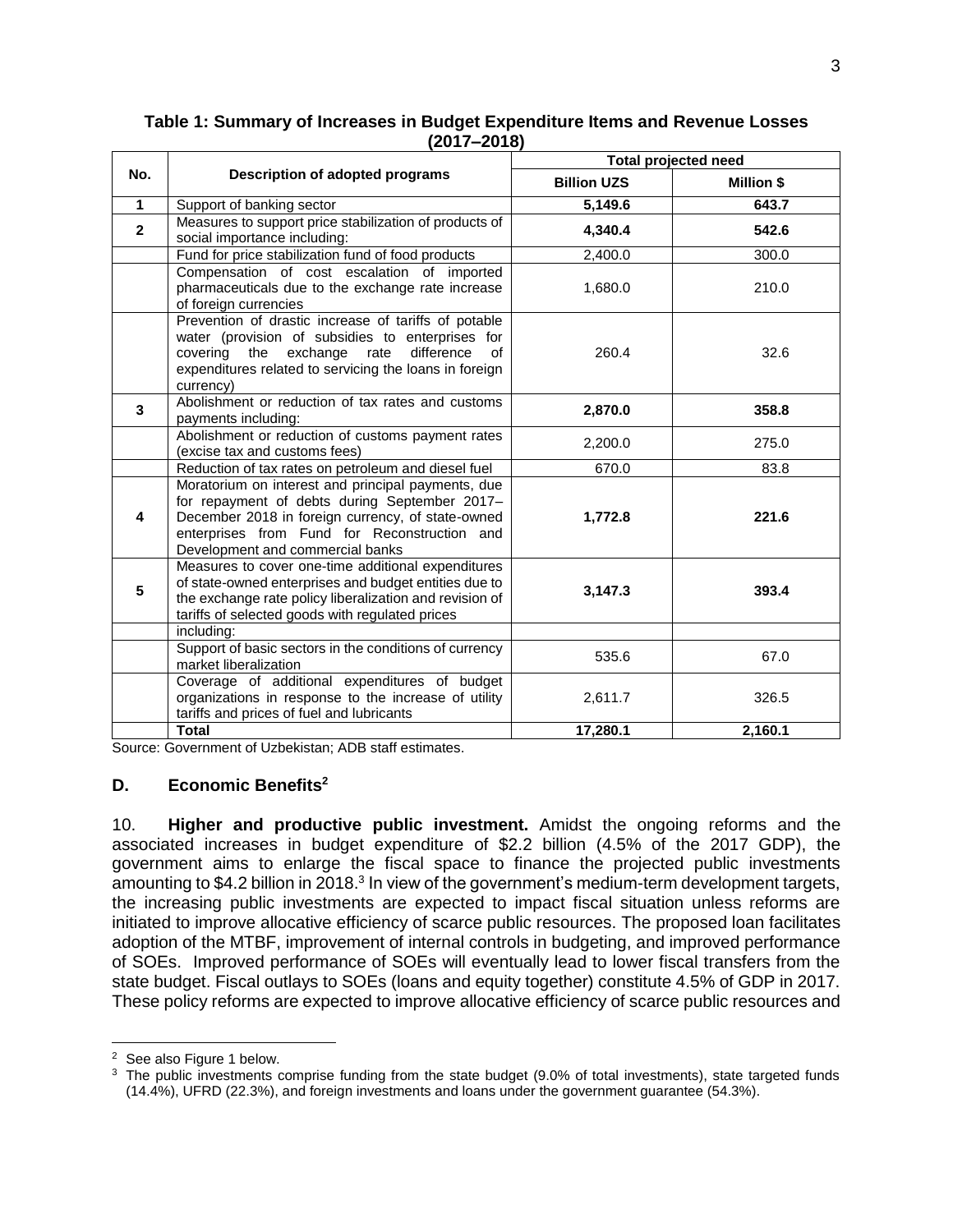**Table 1: Summary of Increases in Budget Expenditure Items and Revenue Losses (2017–2018)**

| No. | Description of adopted programs | Total projected need | |
|---|---|---|---|
| | | **Billion UZS** | **Million $** |
| **1** | Support of banking sector | **5,149.6** | **643.7** |
| **2** | Measures to support price stabilization of products of social importance including: | **4,340.4** | **542.6** |
| | Fund for price stabilization fund of food products | 2,400.0 | 300.0 |
| | Compensation of cost escalation of imported pharmaceuticals due to the exchange rate increase of foreign currencies | 1,680.0 | 210.0 |
| | Prevention of drastic increase of tariffs of potable water (provision of subsidies to enterprises for covering the exchange rate difference of expenditures related to servicing the loans in foreign currency) | 260.4 | 32.6 |
| **3** | Abolishment or reduction of tax rates and customs payments including: | **2,870.0** | **358.8** |
| | Abolishment or reduction of customs payment rates (excise tax and customs fees) | 2,200.0 | 275.0 |
| | Reduction of tax rates on petroleum and diesel fuel | 670.0 | 83.8 |
| **4** | Moratorium on interest and principal payments, due for repayment of debts during September 2017–December 2018 in foreign currency, of state-owned enterprises from Fund for Reconstruction and Development and commercial banks | **1,772.8** | **221.6** |
| **5** | Measures to cover one-time additional expenditures of state-owned enterprises and budget entities due to the exchange rate policy liberalization and revision of tariffs of selected goods with regulated prices | **3,147.3** | **393.4** |
| | including: | | |
| | Support of basic sectors in the conditions of currency market liberalization | 535.6 | 67.0 |
| | Coverage of additional expenditures of budget organizations in response to the increase of utility tariffs and prices of fuel and lubricants | 2,611.7 | 326.5 |
| | **Total** | **17,280.1** | **2,160.1** |

Source: Government of Uzbekistan; ADB staff estimates.

### D. Economic Benefits[2]

10. **Higher and productive public investment.** Amidst the ongoing reforms and the associated increases in budget expenditure of $2.2 billion (4.5% of the 2017 GDP), the government aims to enlarge the fiscal space to finance the projected public investments amounting to $4.2 billion in 2018.[3] In view of the government's medium-term development targets, the increasing public investments are expected to impact fiscal situation unless reforms are initiated to improve allocative efficiency of scarce public resources. The proposed loan facilitates adoption of the MTBF, improvement of internal controls in budgeting, and improved performance of SOEs. Improved performance of SOEs will eventually lead to lower fiscal transfers from the state budget. Fiscal outlays to SOEs (loans and equity together) constitute 4.5% of GDP in 2017. These policy reforms are expected to improve allocative efficiency of scarce public resources and

---

[2] See also Figure 1 below.

[3] The public investments comprise funding from the state budget (9.0% of total investments), state targeted funds (14.4%), UFRD (22.3%), and foreign investments and loans under the government guarantee (54.3%).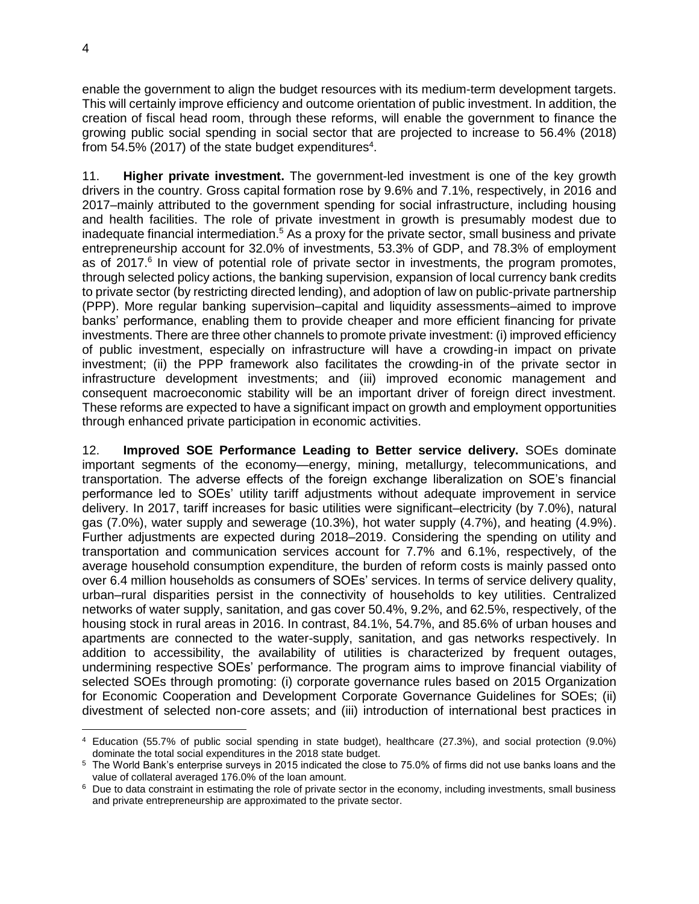enable the government to align the budget resources with its medium-term development targets. This will certainly improve efficiency and outcome orientation of public investment. In addition, the creation of fiscal head room, through these reforms, will enable the government to finance the growing public social spending in social sector that are projected to increase to 56.4% (2018) from 54.5% (2017) of the state budget expenditures[4].

11. **Higher private investment.** The government-led investment is one of the key growth drivers in the country. Gross capital formation rose by 9.6% and 7.1%, respectively, in 2016 and 2017–mainly attributed to the government spending for social infrastructure, including housing and health facilities. The role of private investment in growth is presumably modest due to inadequate financial intermediation.[5] As a proxy for the private sector, small business and private entrepreneurship account for 32.0% of investments, 53.3% of GDP, and 78.3% of employment as of 2017.[6] In view of potential role of private sector in investments, the program promotes, through selected policy actions, the banking supervision, expansion of local currency bank credits to private sector (by restricting directed lending), and adoption of law on public-private partnership (PPP). More regular banking supervision–capital and liquidity assessments–aimed to improve banks' performance, enabling them to provide cheaper and more efficient financing for private investments. There are three other channels to promote private investment: (i) improved efficiency of public investment, especially on infrastructure will have a crowding-in impact on private investment; (ii) the PPP framework also facilitates the crowding-in of the private sector in infrastructure development investments; and (iii) improved economic management and consequent macroeconomic stability will be an important driver of foreign direct investment. These reforms are expected to have a significant impact on growth and employment opportunities through enhanced private participation in economic activities.

12. **Improved SOE Performance Leading to Better service delivery.** SOEs dominate important segments of the economy—energy, mining, metallurgy, telecommunications, and transportation. The adverse effects of the foreign exchange liberalization on SOE's financial performance led to SOEs' utility tariff adjustments without adequate improvement in service delivery. In 2017, tariff increases for basic utilities were significant–electricity (by 7.0%), natural gas (7.0%), water supply and sewerage (10.3%), hot water supply (4.7%), and heating (4.9%). Further adjustments are expected during 2018–2019. Considering the spending on utility and transportation and communication services account for 7.7% and 6.1%, respectively, of the average household consumption expenditure, the burden of reform costs is mainly passed onto over 6.4 million households as consumers of SOEs' services. In terms of service delivery quality, urban–rural disparities persist in the connectivity of households to key utilities. Centralized networks of water supply, sanitation, and gas cover 50.4%, 9.2%, and 62.5%, respectively, of the housing stock in rural areas in 2016. In contrast, 84.1%, 54.7%, and 85.6% of urban houses and apartments are connected to the water-supply, sanitation, and gas networks respectively. In addition to accessibility, the availability of utilities is characterized by frequent outages, undermining respective SOEs' performance. The program aims to improve financial viability of selected SOEs through promoting: (i) corporate governance rules based on 2015 Organization for Economic Cooperation and Development Corporate Governance Guidelines for SOEs; (ii) divestment of selected non-core assets; and (iii) introduction of international best practices in

---

[4] Education (55.7% of public social spending in state budget), healthcare (27.3%), and social protection (9.0%) dominate the total social expenditures in the 2018 state budget.

[5] The World Bank's enterprise surveys in 2015 indicated the close to 75.0% of firms did not use banks loans and the value of collateral averaged 176.0% of the loan amount.

[6] Due to data constraint in estimating the role of private sector in the economy, including investments, small business and private entrepreneurship are approximated to the private sector.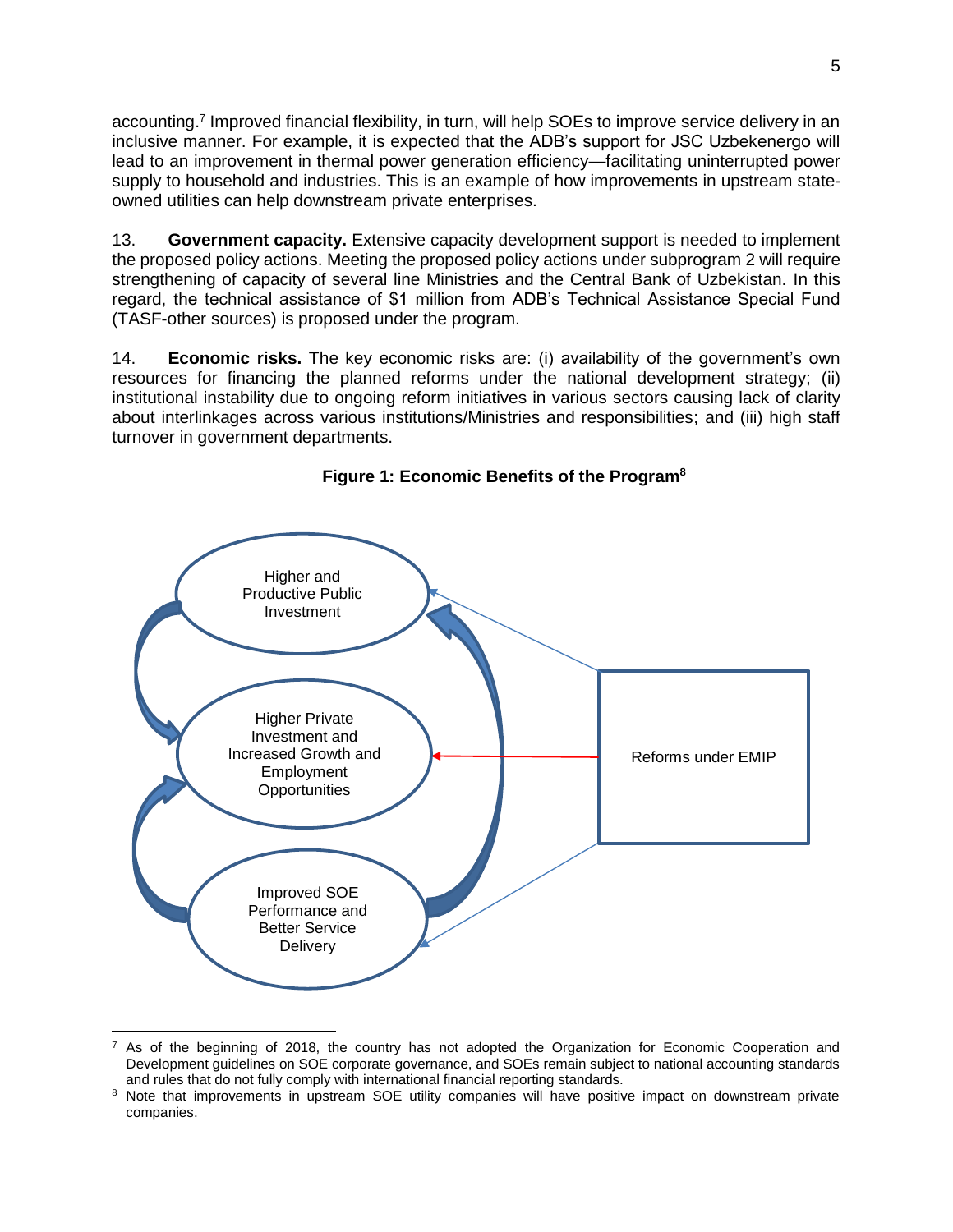accounting.[7] Improved financial flexibility, in turn, will help SOEs to improve service delivery in an inclusive manner. For example, it is expected that the ADB's support for JSC Uzbekenergo will lead to an improvement in thermal power generation efficiency—facilitating uninterrupted power supply to household and industries. This is an example of how improvements in upstream state-owned utilities can help downstream private enterprises.

13. **Government capacity.** Extensive capacity development support is needed to implement the proposed policy actions. Meeting the proposed policy actions under subprogram 2 will require strengthening of capacity of several line Ministries and the Central Bank of Uzbekistan. In this regard, the technical assistance of $1 million from ADB's Technical Assistance Special Fund (TASF-other sources) is proposed under the program.

14. **Economic risks.** The key economic risks are: (i) availability of the government's own resources for financing the planned reforms under the national development strategy; (ii) institutional instability due to ongoing reform initiatives in various sectors causing lack of clarity about interlinkages across various institutions/Ministries and responsibilities; and (iii) high staff turnover in government departments.

**Figure 1: Economic Benefits of the Program[8]**

Higher and Productive Public Investment

Higher Private Investment and Increased Growth and Employment Opportunities

Improved SOE Performance and Better Service Delivery

Reforms under EMIP

---

[7] As of the beginning of 2018, the country has not adopted the Organization for Economic Cooperation and Development guidelines on SOE corporate governance, and SOEs remain subject to national accounting standards and rules that do not fully comply with international financial reporting standards.

[8] Note that improvements in upstream SOE utility companies will have positive impact on downstream private companies.